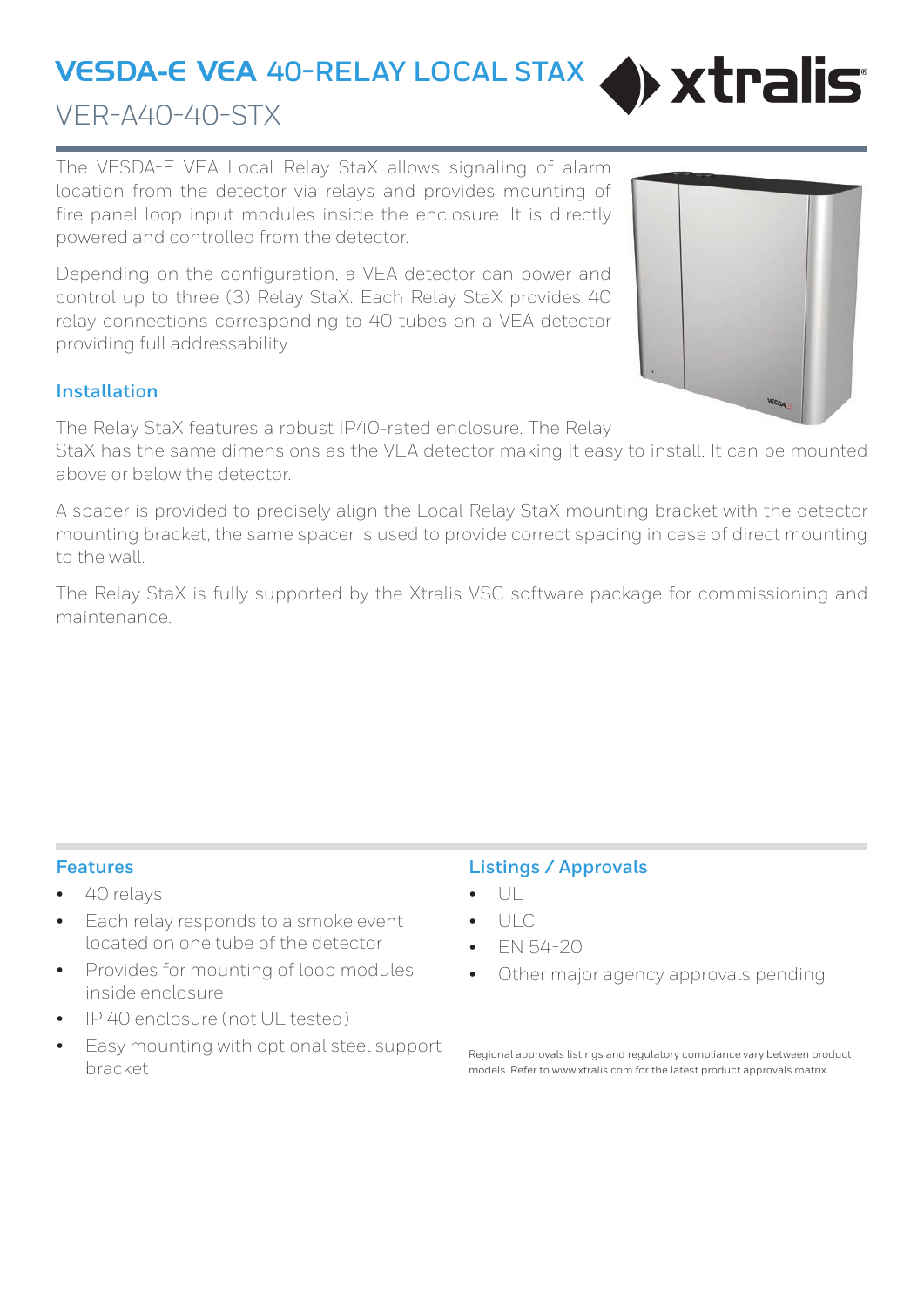# VESDA-E VEA 40-RELAY LOCAL STAX

## VER-A40-40-STX

The VESDA-E VEA Local Relay StaX allows signaling of alarm location from the detector via relays and provides mounting of fire panel loop input modules inside the enclosure. It is directly powered and controlled from the detector.

Depending on the configuration, a VEA detector can power and control up to three (3) Relay StaX. Each Relay StaX provides 40 relay connections corresponding to 40 tubes on a VEA detector providing full addressability.

### Installation

The Relay StaX features a robust IP40-rated enclosure. The Relay StaX has the same dimensions as the VEA detector making it easy to install. It can be mounted above or below the detector.

A spacer is provided to precisely align the Local Relay StaX mounting bracket with the detector mounting bracket, the same spacer is used to provide correct spacing in case of direct mounting to the wall.

The Relay StaX is fully supported by the Xtralis VSC software package for commissioning and maintenance.

### Features

- 40 relays
- Each relay responds to a smoke event located on one tube of the detector
- Provides for mounting of loop modules inside enclosure
- IP 40 enclosure (not UL tested)
- Easy mounting with optional steel support bracket

### Listings / Approvals

- UL
- ULC
- EN 54-20
- Other major agency approvals pending

Regional approvals listings and regulatory compliance vary between product models. Refer to www.xtralis.com for the latest product approvals matrix.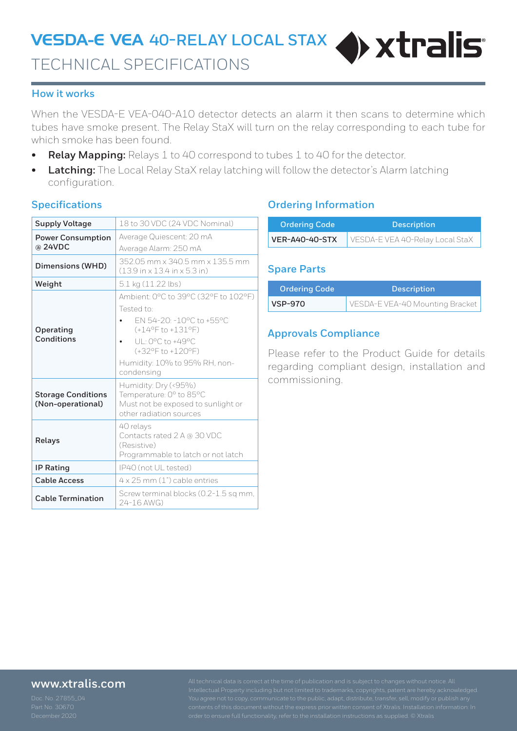# VESDA-E VEA 40-RELAY LOCAL STAX

# TECHNICAL SPECIFICATIONS

## How it works

When the VESDA-E VEA-040-A10 detector detects an alarm it then scans to determine which tubes have smoke present. The Relay StaX will turn on the relay corresponding to each tube for which smoke has been found.

- **Relay Mapping:** Relays 1 to 40 correspond to tubes 1 to 40 for the detector.
- **Latching:** The Local Relay StaX relay latching will follow the detector's Alarm latching configuration.

## Specifications

| | |
|---|---|
| **Supply Voltage** | 18 to 30 VDC (24 VDC Nominal) |
| **Power Consumption @ 24VDC** | Average Quiescent: 20 mA<br>Average Alarm: 250 mA |
| **Dimensions (WHD)** | 352.05 mm x 340.5 mm x 135.5 mm (13.9 in x 13.4 in x 5.3 in) |
| **Weight** | 5.1 kg (11.22 lbs) |
| **Operating Conditions** | Ambient: 0°C to 39°C (32°F to 102°F)<br>Tested to:<br>• EN 54-20: -10°C to +55°C (+14°F to +131°F)<br>• UL: 0°C to +49°C (+32°F to +120°F)<br>Humidity: 10% to 95% RH, non-condensing |
| **Storage Conditions (Non-operational)** | Humidity: Dry (<95%)<br>Temperature: 0° to 85°C<br>Must not be exposed to sunlight or other radiation sources |
| **Relays** | 40 relays<br>Contacts rated 2 A @ 30 VDC (Resistive)<br>Programmable to latch or not latch |
| **IP Rating** | IP40 (not UL tested) |
| **Cable Access** | 4 x 25 mm (1") cable entries |
| **Cable Termination** | Screw terminal blocks (0.2-1.5 sq mm, 24-16 AWG) |

## Ordering Information

| Ordering Code | Description |
|---|---|
| **VER-A40-40-STX** | VESDA-E VEA 40-Relay Local StaX |

## Spare Parts

| Ordering Code | Description |
|---|---|
| **VSP-970** | VESDA-E VEA-40 Mounting Bracket |

## Approvals Compliance

Please refer to the Product Guide for details regarding compliant design, installation and commissioning.

**www.xtralis.com**

Doc. No. 27855_04
Part No. 30670
December 2020

All technical data is correct at the time of publication and is subject to changes without notice. All Intellectual Property including but not limited to trademarks, copyrights, patent are hereby acknowledged. You agree not to copy, communicate to the public, adapt, distribute, transfer, sell, modify or publish any contents of this document without the express prior written consent of Xtralis. Installation information: In order to ensure full functionality, refer to the installation instructions as supplied. © Xtralis